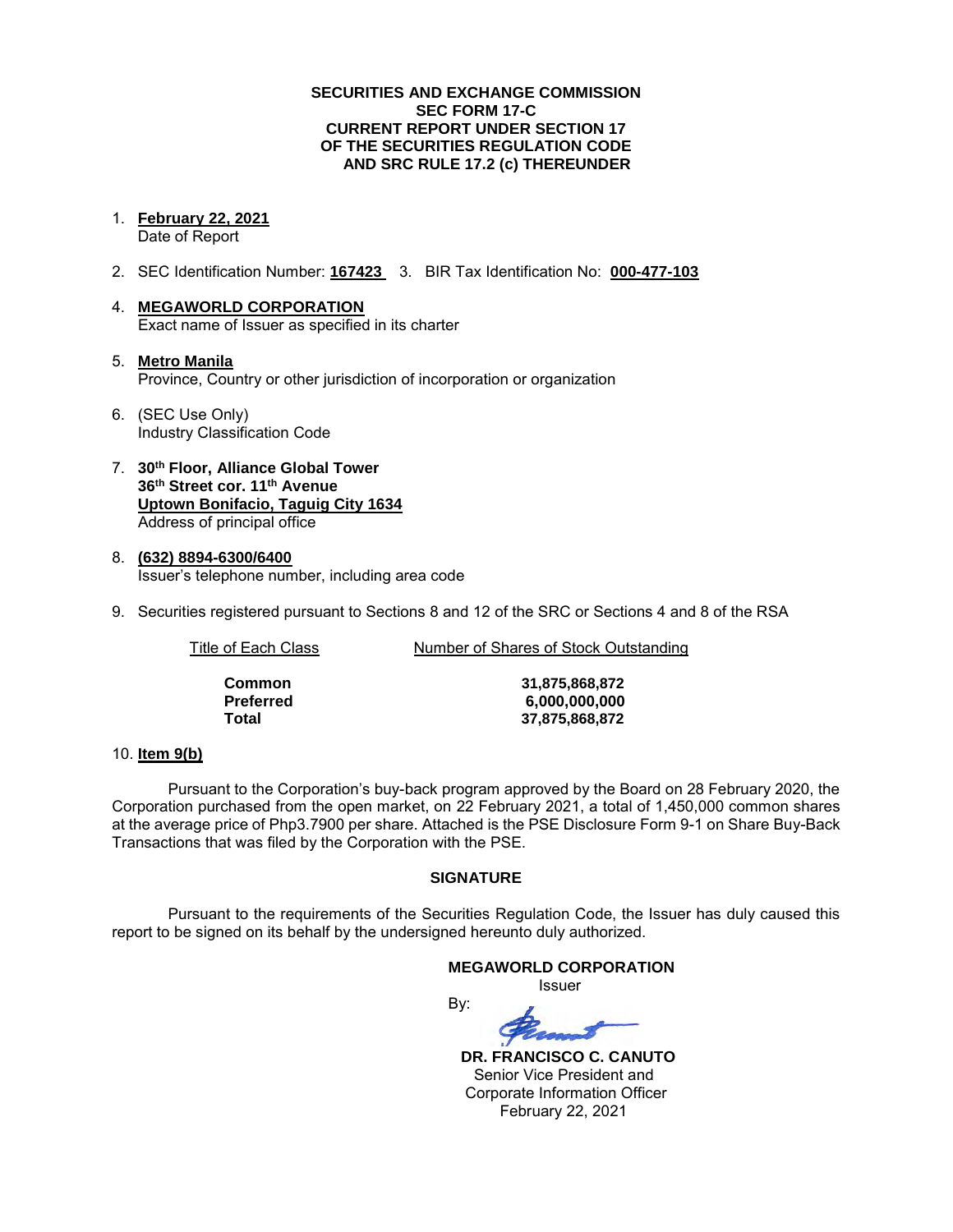**SECURITIES AND EXCHANGE COMMISSION**
**SEC FORM 17-C**
**CURRENT REPORT UNDER SECTION 17**
**OF THE SECURITIES REGULATION CODE**
**AND SRC RULE 17.2 (c) THEREUNDER**

1. **February 22, 2021**
   Date of Report

2. SEC Identification Number: **167423** 3. BIR Tax Identification No: **000-477-103**

4. **MEGAWORLD CORPORATION**
   Exact name of Issuer as specified in its charter

5. **Metro Manila**
   Province, Country or other jurisdiction of incorporation or organization

6. (SEC Use Only)
   Industry Classification Code

7. **30th Floor, Alliance Global Tower**
   **36th Street cor. 11th Avenue**
   **Uptown Bonifacio, Taguig City 1634**
   Address of principal office

8. **(632) 8894-6300/6400**
   Issuer's telephone number, including area code

9. Securities registered pursuant to Sections 8 and 12 of the SRC or Sections 4 and 8 of the RSA

| Title of Each Class | Number of Shares of Stock Outstanding |
|---|---|
| **Common** | **31,875,868,872** |
| **Preferred** | **6,000,000,000** |
| **Total** | **37,875,868,872** |

10. **Item 9(b)**

Pursuant to the Corporation's buy-back program approved by the Board on 28 February 2020, the Corporation purchased from the open market, on 22 February 2021, a total of 1,450,000 common shares at the average price of Php3.7900 per share. Attached is the PSE Disclosure Form 9-1 on Share Buy-Back Transactions that was filed by the Corporation with the PSE.

**SIGNATURE**

Pursuant to the requirements of the Securities Regulation Code, the Issuer has duly caused this report to be signed on its behalf by the undersigned hereunto duly authorized.

**MEGAWORLD CORPORATION**
Issuer

By:

**DR. FRANCISCO C. CANUTO**
Senior Vice President and
Corporate Information Officer
February 22, 2021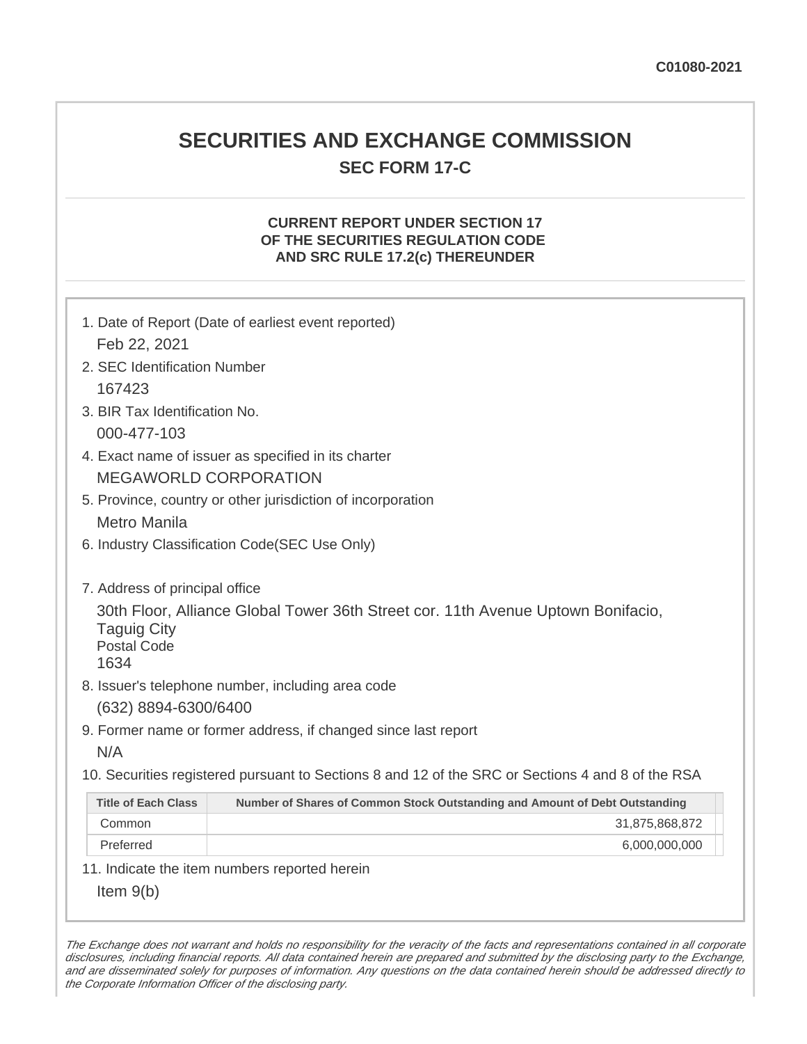C01080-2021

# SECURITIES AND EXCHANGE COMMISSION

## SEC FORM 17-C

### CURRENT REPORT UNDER SECTION 17 OF THE SECURITIES REGULATION CODE AND SRC RULE 17.2(c) THEREUNDER

1. Date of Report (Date of earliest event reported)
   Feb 22, 2021
2. SEC Identification Number
   167423
3. BIR Tax Identification No.
   000-477-103
4. Exact name of issuer as specified in its charter
   MEGAWORLD CORPORATION
5. Province, country or other jurisdiction of incorporation
   Metro Manila
6. Industry Classification Code(SEC Use Only)

7. Address of principal office
   30th Floor, Alliance Global Tower 36th Street cor. 11th Avenue Uptown Bonifacio, Taguig City
   Postal Code
   1634
8. Issuer's telephone number, including area code
   (632) 8894-6300/6400
9. Former name or former address, if changed since last report
   N/A
10. Securities registered pursuant to Sections 8 and 12 of the SRC or Sections 4 and 8 of the RSA

| Title of Each Class | Number of Shares of Common Stock Outstanding and Amount of Debt Outstanding |
|---|---|
| Common | 31,875,868,872 |
| Preferred | 6,000,000,000 |

11. Indicate the item numbers reported herein
   Item 9(b)

*The Exchange does not warrant and holds no responsibility for the veracity of the facts and representations contained in all corporate disclosures, including financial reports. All data contained herein are prepared and submitted by the disclosing party to the Exchange, and are disseminated solely for purposes of information. Any questions on the data contained herein should be addressed directly to the Corporate Information Officer of the disclosing party.*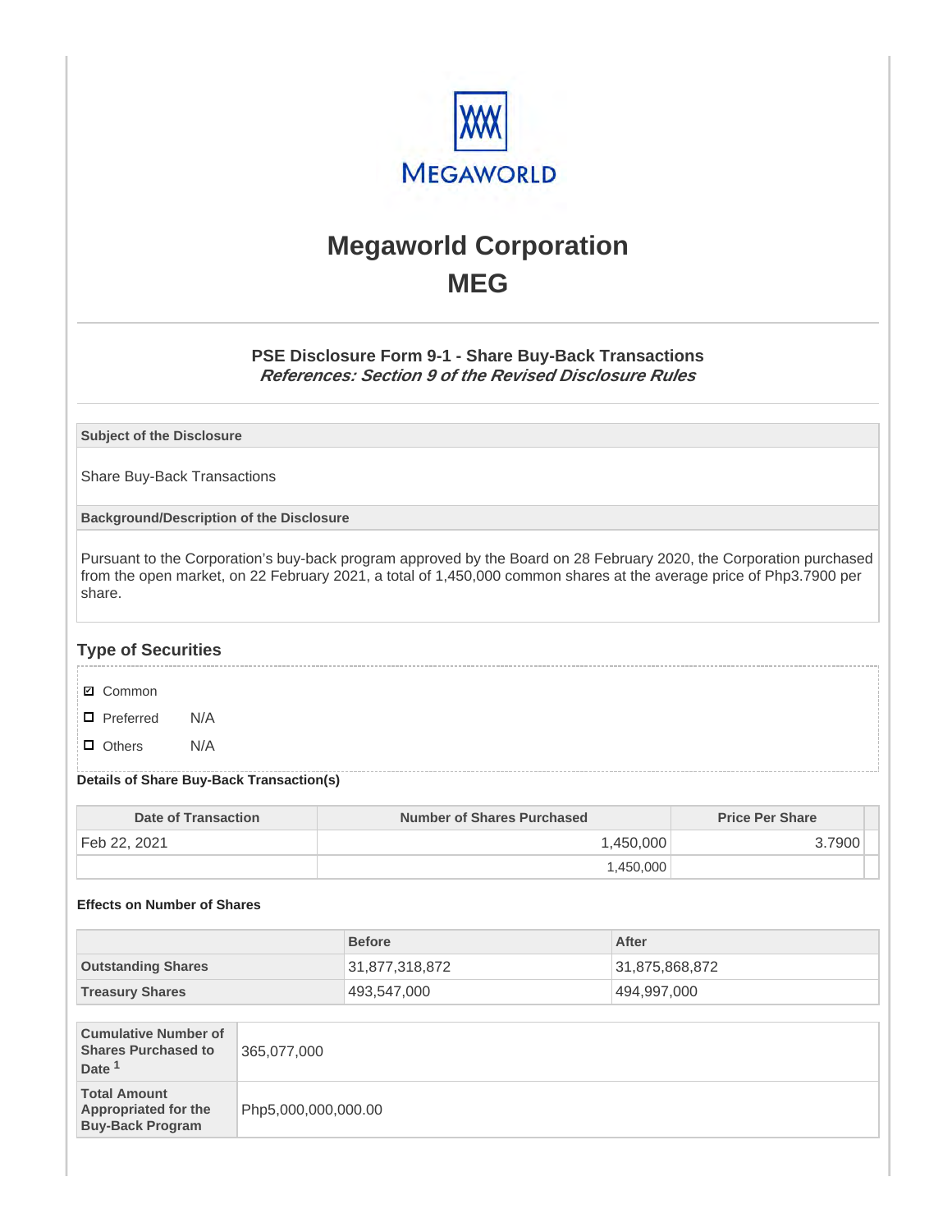# Megaworld Corporation
# MEG

### PSE Disclosure Form 9-1 - Share Buy-Back Transactions
***References: Section 9 of the Revised Disclosure Rules***

| Subject of the Disclosure |
|---|
| Share Buy-Back Transactions |

| Background/Description of the Disclosure |
|---|
| Pursuant to the Corporation's buy-back program approved by the Board on 28 February 2020, the Corporation purchased from the open market, on 22 February 2021, a total of 1,450,000 common shares at the average price of Php3.7900 per share. |

## Type of Securities

- ☑ Common
- ☐ Preferred N/A
- ☐ Others N/A

**Details of Share Buy-Back Transaction(s)**

| Date of Transaction | Number of Shares Purchased | Price Per Share |
|---|---|---|
| Feb 22, 2021 | 1,450,000 | 3.7900 |
| | 1,450,000 | |

**Effects on Number of Shares**

| | Before | After |
|---|---|---|
| **Outstanding Shares** | 31,877,318,872 | 31,875,868,872 |
| **Treasury Shares** | 493,547,000 | 494,997,000 |

| | |
|---|---|
| **Cumulative Number of Shares Purchased to Date** [1] | 365,077,000 |
| **Total Amount Appropriated for the Buy-Back Program** | Php5,000,000,000.00 |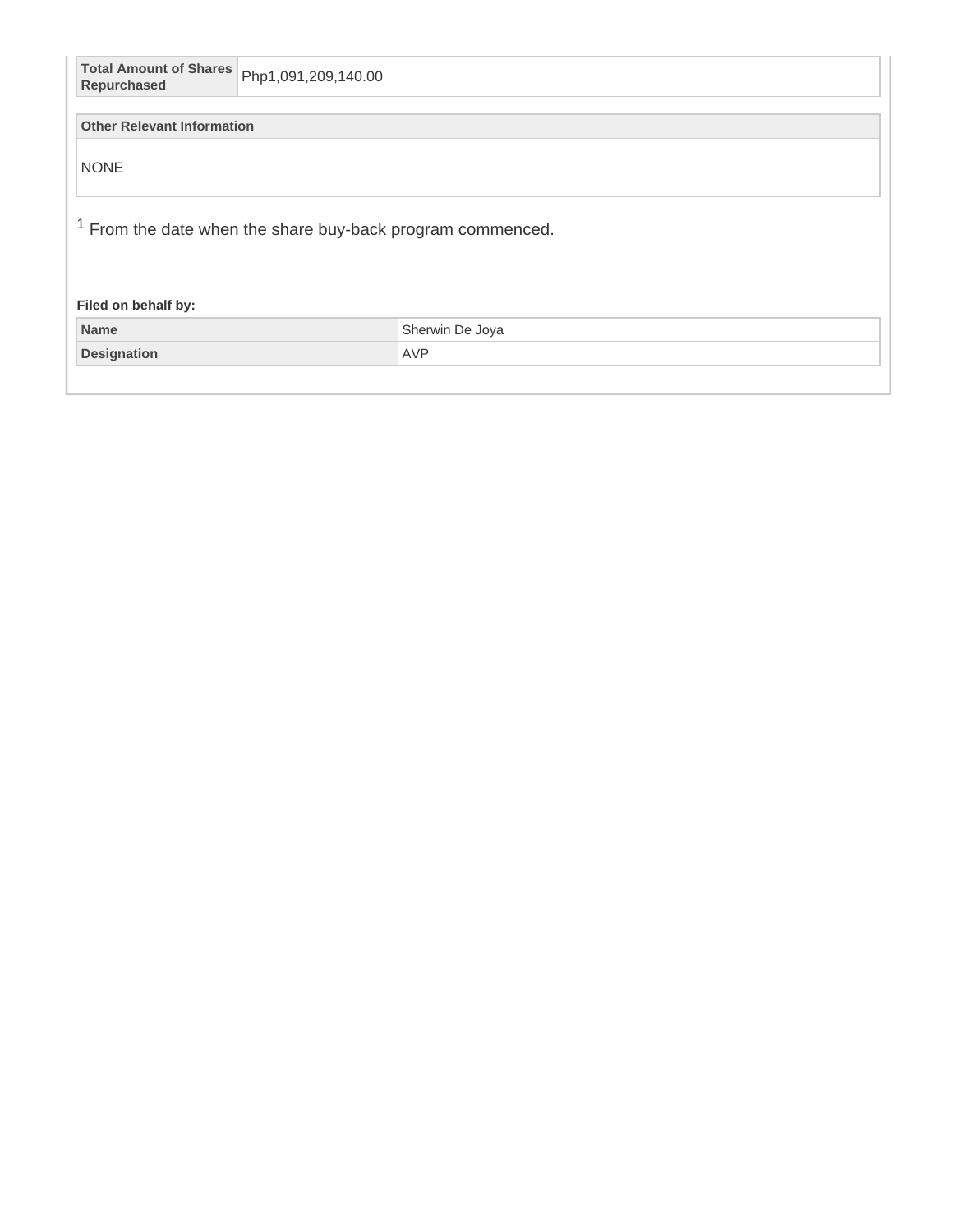| | |
|---|---|
| **Total Amount of Shares Repurchased** | Php1,091,209,140.00 |

| Other Relevant Information |
|---|
| NONE |

[1] From the date when the share buy-back program commenced.

**Filed on behalf by:**

| | |
|---|---|
| **Name** | Sherwin De Joya |
| **Designation** | AVP |